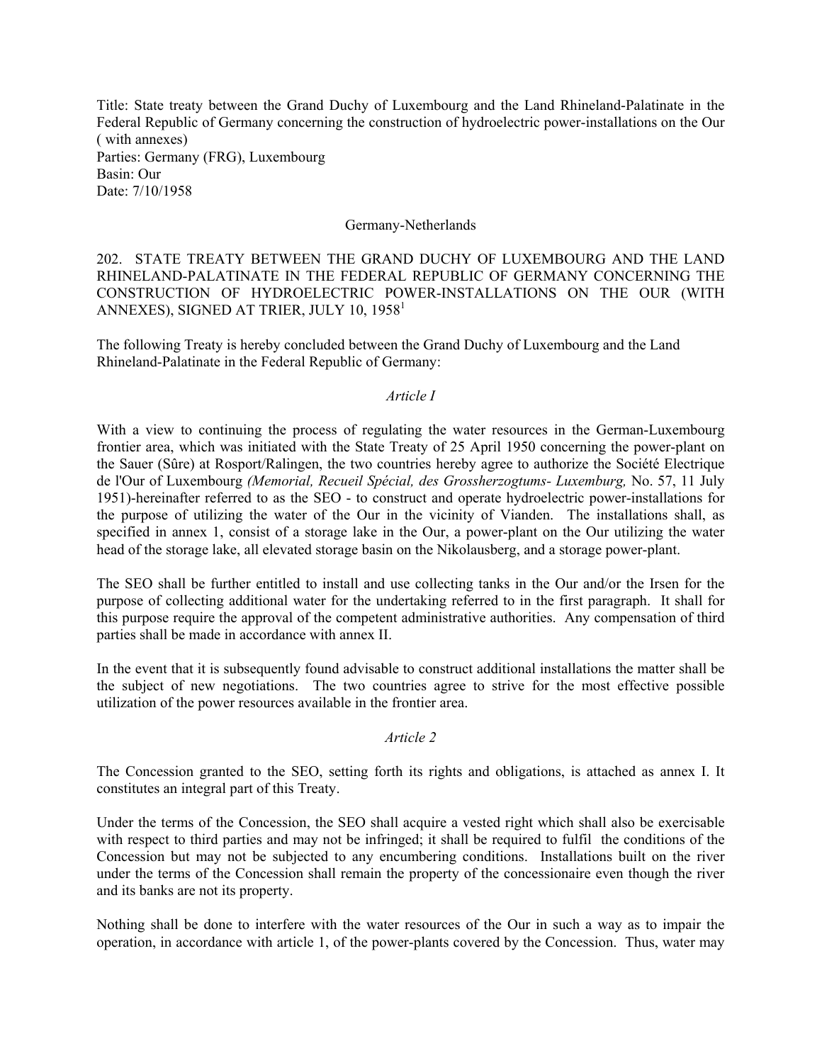Title: State treaty between the Grand Duchy of Luxembourg and the Land Rhineland-Palatinate in the Federal Republic of Germany concerning the construction of hydroelectric power-installations on the Our ( with annexes)
Parties: Germany (FRG), Luxembourg
Basin: Our
Date: 7/10/1958

Germany-Netherlands

202. STATE TREATY BETWEEN THE GRAND DUCHY OF LUXEMBOURG AND THE LAND RHINELAND-PALATINATE IN THE FEDERAL REPUBLIC OF GERMANY CONCERNING THE CONSTRUCTION OF HYDROELECTRIC POWER-INSTALLATIONS ON THE OUR (WITH ANNEXES), SIGNED AT TRIER, JULY 10, 1958[1]

The following Treaty is hereby concluded between the Grand Duchy of Luxembourg and the Land Rhineland-Palatinate in the Federal Republic of Germany:

*Article I*

With a view to continuing the process of regulating the water resources in the German-Luxembourg frontier area, which was initiated with the State Treaty of 25 April 1950 concerning the power-plant on the Sauer (Sûre) at Rosport/Ralingen, the two countries hereby agree to authorize the Société Electrique de l'Our of Luxembourg *(Memorial, Recueil Spécial, des Grossherzogtums- Luxemburg,* No. 57, 11 July 1951)-hereinafter referred to as the SEO - to construct and operate hydroelectric power-installations for the purpose of utilizing the water of the Our in the vicinity of Vianden. The installations shall, as specified in annex 1, consist of a storage lake in the Our, a power-plant on the Our utilizing the water head of the storage lake, all elevated storage basin on the Nikolausberg, and a storage power-plant.

The SEO shall be further entitled to install and use collecting tanks in the Our and/or the Irsen for the purpose of collecting additional water for the undertaking referred to in the first paragraph. It shall for this purpose require the approval of the competent administrative authorities. Any compensation of third parties shall be made in accordance with annex II.

In the event that it is subsequently found advisable to construct additional installations the matter shall be the subject of new negotiations. The two countries agree to strive for the most effective possible utilization of the power resources available in the frontier area.

*Article 2*

The Concession granted to the SEO, setting forth its rights and obligations, is attached as annex I. It constitutes an integral part of this Treaty.

Under the terms of the Concession, the SEO shall acquire a vested right which shall also be exercisable with respect to third parties and may not be infringed; it shall be required to fulfil the conditions of the Concession but may not be subjected to any encumbering conditions. Installations built on the river under the terms of the Concession shall remain the property of the concessionaire even though the river and its banks are not its property.

Nothing shall be done to interfere with the water resources of the Our in such a way as to impair the operation, in accordance with article 1, of the power-plants covered by the Concession. Thus, water may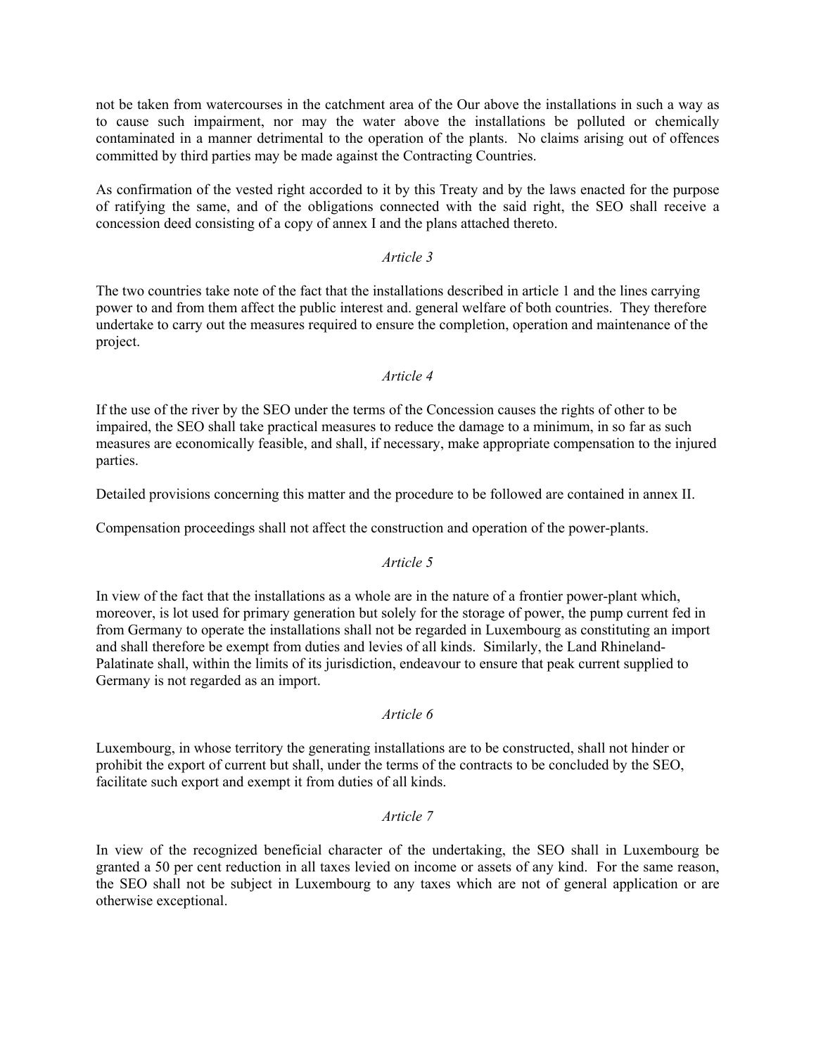not be taken from watercourses in the catchment area of the Our above the installations in such a way as to cause such impairment, nor may the water above the installations be polluted or chemically contaminated in a manner detrimental to the operation of the plants. No claims arising out of offences committed by third parties may be made against the Contracting Countries.

As confirmation of the vested right accorded to it by this Treaty and by the laws enacted for the purpose of ratifying the same, and of the obligations connected with the said right, the SEO shall receive a concession deed consisting of a copy of annex I and the plans attached thereto.

*Article 3*

The two countries take note of the fact that the installations described in article 1 and the lines carrying power to and from them affect the public interest and. general welfare of both countries. They therefore undertake to carry out the measures required to ensure the completion, operation and maintenance of the project.

*Article 4*

If the use of the river by the SEO under the terms of the Concession causes the rights of other to be impaired, the SEO shall take practical measures to reduce the damage to a minimum, in so far as such measures are economically feasible, and shall, if necessary, make appropriate compensation to the injured parties.

Detailed provisions concerning this matter and the procedure to be followed are contained in annex II.

Compensation proceedings shall not affect the construction and operation of the power-plants.

*Article 5*

In view of the fact that the installations as a whole are in the nature of a frontier power-plant which, moreover, is lot used for primary generation but solely for the storage of power, the pump current fed in from Germany to operate the installations shall not be regarded in Luxembourg as constituting an import and shall therefore be exempt from duties and levies of all kinds. Similarly, the Land Rhineland-Palatinate shall, within the limits of its jurisdiction, endeavour to ensure that peak current supplied to Germany is not regarded as an import.

*Article 6*

Luxembourg, in whose territory the generating installations are to be constructed, shall not hinder or prohibit the export of current but shall, under the terms of the contracts to be concluded by the SEO, facilitate such export and exempt it from duties of all kinds.

*Article 7*

In view of the recognized beneficial character of the undertaking, the SEO shall in Luxembourg be granted a 50 per cent reduction in all taxes levied on income or assets of any kind. For the same reason, the SEO shall not be subject in Luxembourg to any taxes which are not of general application or are otherwise exceptional.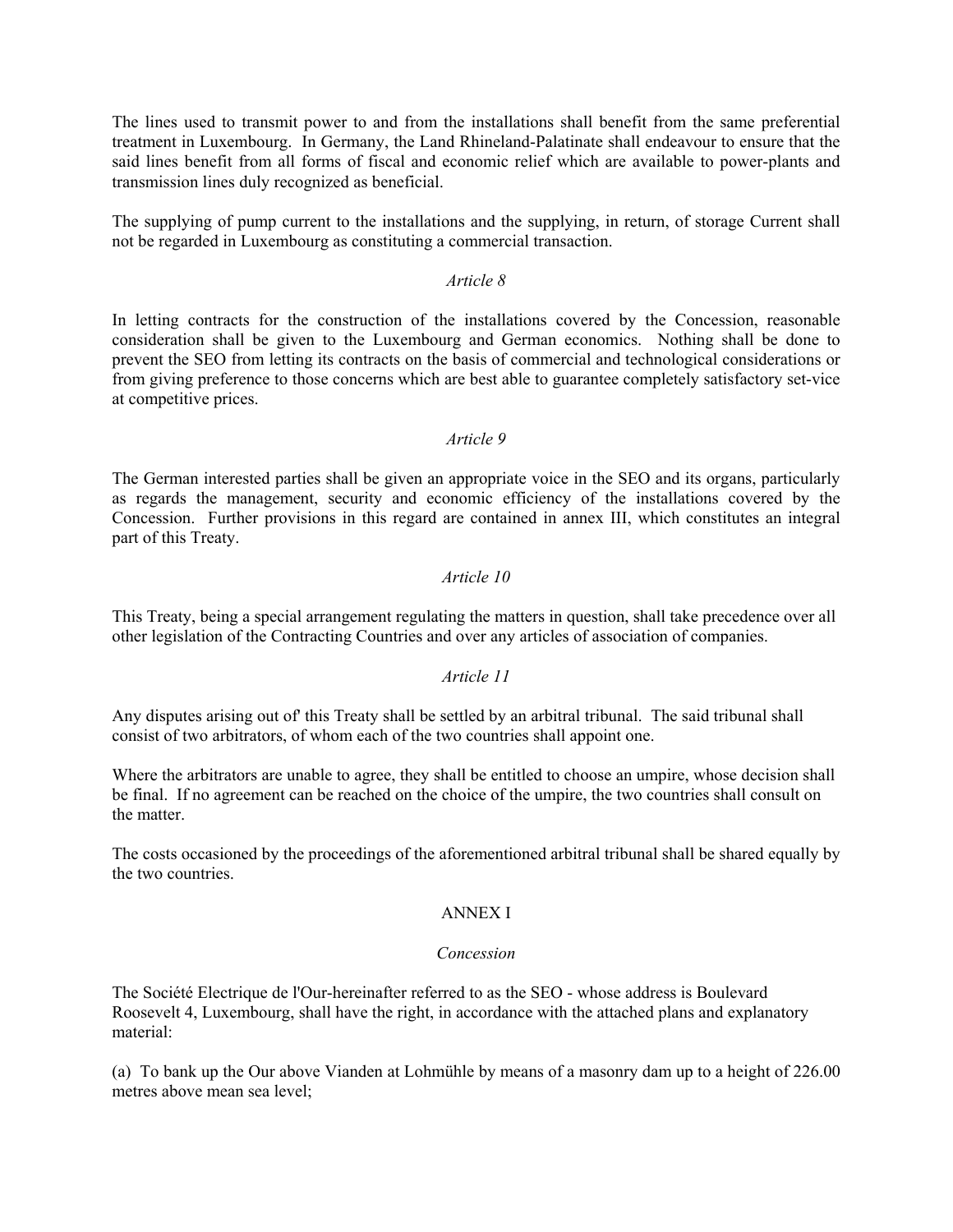The lines used to transmit power to and from the installations shall benefit from the same preferential treatment in Luxembourg. In Germany, the Land Rhineland-Palatinate shall endeavour to ensure that the said lines benefit from all forms of fiscal and economic relief which are available to power-plants and transmission lines duly recognized as beneficial.

The supplying of pump current to the installations and the supplying, in return, of storage Current shall not be regarded in Luxembourg as constituting a commercial transaction.

*Article 8*

In letting contracts for the construction of the installations covered by the Concession, reasonable consideration shall be given to the Luxembourg and German economics. Nothing shall be done to prevent the SEO from letting its contracts on the basis of commercial and technological considerations or from giving preference to those concerns which are best able to guarantee completely satisfactory set-vice at competitive prices.

*Article 9*

The German interested parties shall be given an appropriate voice in the SEO and its organs, particularly as regards the management, security and economic efficiency of the installations covered by the Concession. Further provisions in this regard are contained in annex III, which constitutes an integral part of this Treaty.

*Article 10*

This Treaty, being a special arrangement regulating the matters in question, shall take precedence over all other legislation of the Contracting Countries and over any articles of association of companies.

*Article 11*

Any disputes arising out of' this Treaty shall be settled by an arbitral tribunal. The said tribunal shall consist of two arbitrators, of whom each of the two countries shall appoint one.

Where the arbitrators are unable to agree, they shall be entitled to choose an umpire, whose decision shall be final. If no agreement can be reached on the choice of the umpire, the two countries shall consult on the matter.

The costs occasioned by the proceedings of the aforementioned arbitral tribunal shall be shared equally by the two countries.

ANNEX I

*Concession*

The Société Electrique de l'Our-hereinafter referred to as the SEO - whose address is Boulevard Roosevelt 4, Luxembourg, shall have the right, in accordance with the attached plans and explanatory material:

(a) To bank up the Our above Vianden at Lohmühle by means of a masonry dam up to a height of 226.00 metres above mean sea level;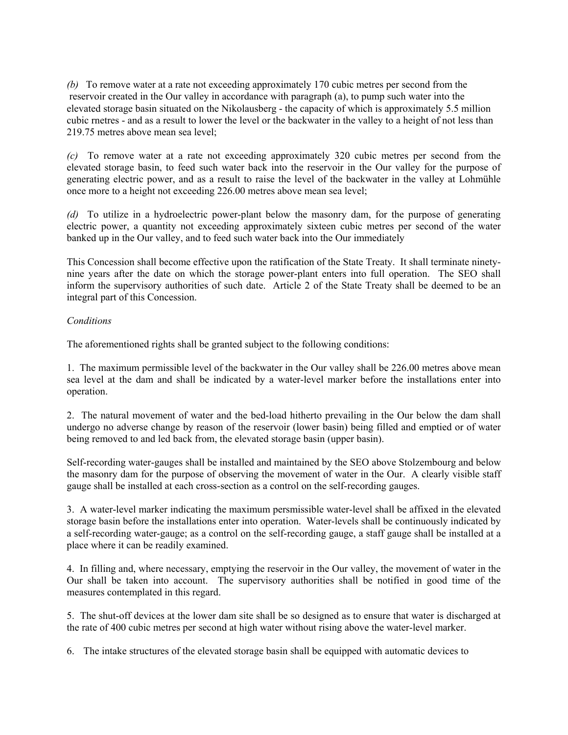*(b)* To remove water at a rate not exceeding approximately 170 cubic metres per second from the reservoir created in the Our valley in accordance with paragraph (a), to pump such water into the elevated storage basin situated on the Nikolausberg - the capacity of which is approximately 5.5 million cubic rnetres - and as a result to lower the level or the backwater in the valley to a height of not less than 219.75 metres above mean sea level;

*(c)* To remove water at a rate not exceeding approximately 320 cubic metres per second from the elevated storage basin, to feed such water back into the reservoir in the Our valley for the purpose of generating electric power, and as a result to raise the level of the backwater in the valley at Lohmühle once more to a height not exceeding 226.00 metres above mean sea level;

*(d)* To utilize in a hydroelectric power-plant below the masonry dam, for the purpose of generating electric power, a quantity not exceeding approximately sixteen cubic metres per second of the water banked up in the Our valley, and to feed such water back into the Our immediately

This Concession shall become effective upon the ratification of the State Treaty. It shall terminate ninety-nine years after the date on which the storage power-plant enters into full operation. The SEO shall inform the supervisory authorities of such date. Article 2 of the State Treaty shall be deemed to be an integral part of this Concession.

*Conditions*

The aforementioned rights shall be granted subject to the following conditions:

1. The maximum permissible level of the backwater in the Our valley shall be 226.00 metres above mean sea level at the dam and shall be indicated by a water-level marker before the installations enter into operation.

2. The natural movement of water and the bed-load hitherto prevailing in the Our below the dam shall undergo no adverse change by reason of the reservoir (lower basin) being filled and emptied or of water being removed to and led back from, the elevated storage basin (upper basin).

Self-recording water-gauges shall be installed and maintained by the SEO above Stolzembourg and below the masonry dam for the purpose of observing the movement of water in the Our. A clearly visible staff gauge shall be installed at each cross-section as a control on the self-recording gauges.

3. A water-level marker indicating the maximum persmissible water-level shall be affixed in the elevated storage basin before the installations enter into operation. Water-levels shall be continuously indicated by a self-recording water-gauge; as a control on the self-recording gauge, a staff gauge shall be installed at a place where it can be readily examined.

4. In filling and, where necessary, emptying the reservoir in the Our valley, the movement of water in the Our shall be taken into account. The supervisory authorities shall be notified in good time of the measures contemplated in this regard.

5. The shut-off devices at the lower dam site shall be so designed as to ensure that water is discharged at the rate of 400 cubic metres per second at high water without rising above the water-level marker.

6. The intake structures of the elevated storage basin shall be equipped with automatic devices to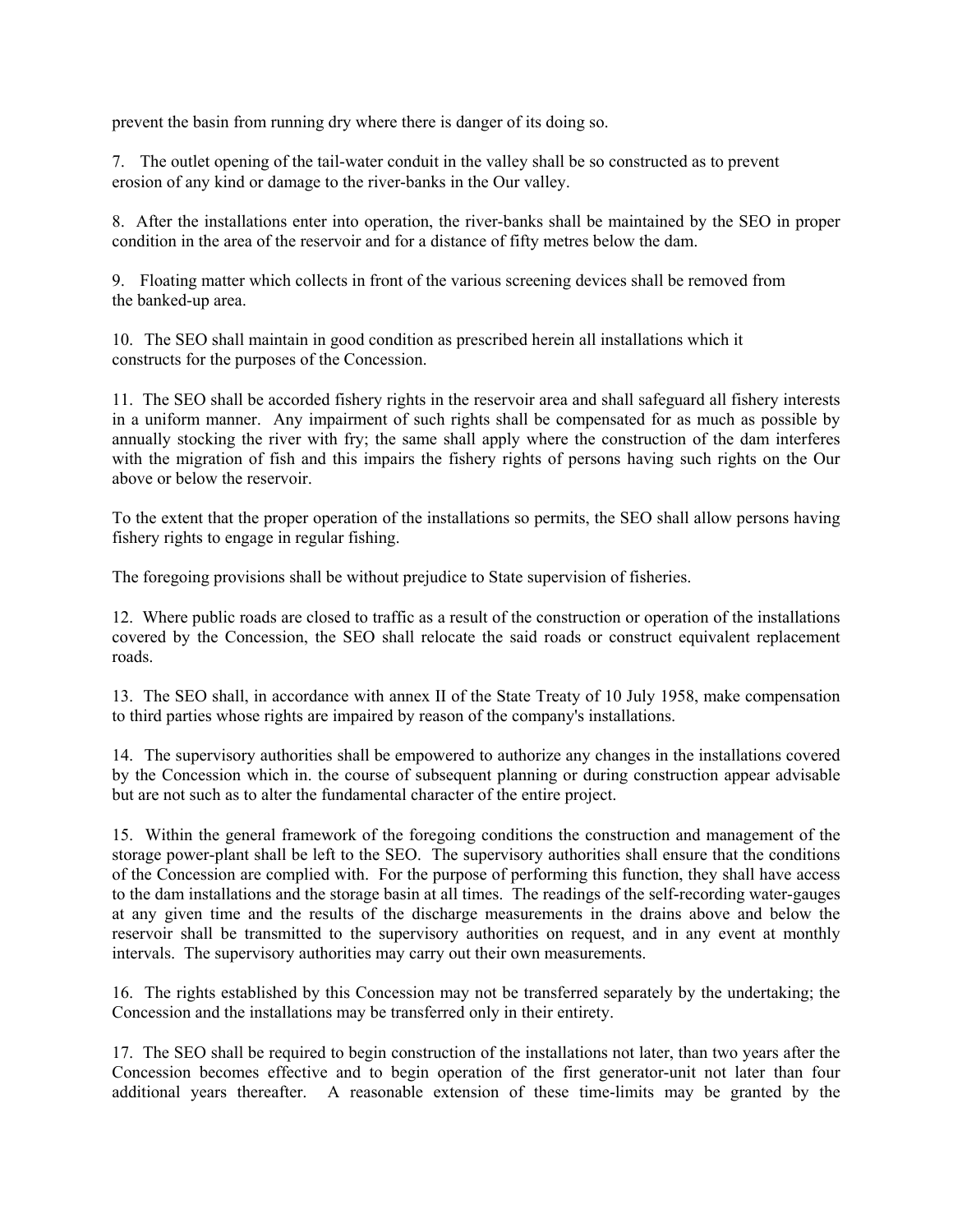prevent the basin from running dry where there is danger of its doing so.

7. The outlet opening of the tail-water conduit in the valley shall be so constructed as to prevent erosion of any kind or damage to the river-banks in the Our valley.

8. After the installations enter into operation, the river-banks shall be maintained by the SEO in proper condition in the area of the reservoir and for a distance of fifty metres below the dam.

9. Floating matter which collects in front of the various screening devices shall be removed from the banked-up area.

10. The SEO shall maintain in good condition as prescribed herein all installations which it constructs for the purposes of the Concession.

11. The SEO shall be accorded fishery rights in the reservoir area and shall safeguard all fishery interests in a uniform manner. Any impairment of such rights shall be compensated for as much as possible by annually stocking the river with fry; the same shall apply where the construction of the dam interferes with the migration of fish and this impairs the fishery rights of persons having such rights on the Our above or below the reservoir.

To the extent that the proper operation of the installations so permits, the SEO shall allow persons having fishery rights to engage in regular fishing.

The foregoing provisions shall be without prejudice to State supervision of fisheries.

12. Where public roads are closed to traffic as a result of the construction or operation of the installations covered by the Concession, the SEO shall relocate the said roads or construct equivalent replacement roads.

13. The SEO shall, in accordance with annex II of the State Treaty of 10 July 1958, make compensation to third parties whose rights are impaired by reason of the company's installations.

14. The supervisory authorities shall be empowered to authorize any changes in the installations covered by the Concession which in. the course of subsequent planning or during construction appear advisable but are not such as to alter the fundamental character of the entire project.

15. Within the general framework of the foregoing conditions the construction and management of the storage power-plant shall be left to the SEO. The supervisory authorities shall ensure that the conditions of the Concession are complied with. For the purpose of performing this function, they shall have access to the dam installations and the storage basin at all times. The readings of the self-recording water-gauges at any given time and the results of the discharge measurements in the drains above and below the reservoir shall be transmitted to the supervisory authorities on request, and in any event at monthly intervals. The supervisory authorities may carry out their own measurements.

16. The rights established by this Concession may not be transferred separately by the undertaking; the Concession and the installations may be transferred only in their entirety.

17. The SEO shall be required to begin construction of the installations not later, than two years after the Concession becomes effective and to begin operation of the first generator-unit not later than four additional years thereafter. A reasonable extension of these time-limits may be granted by the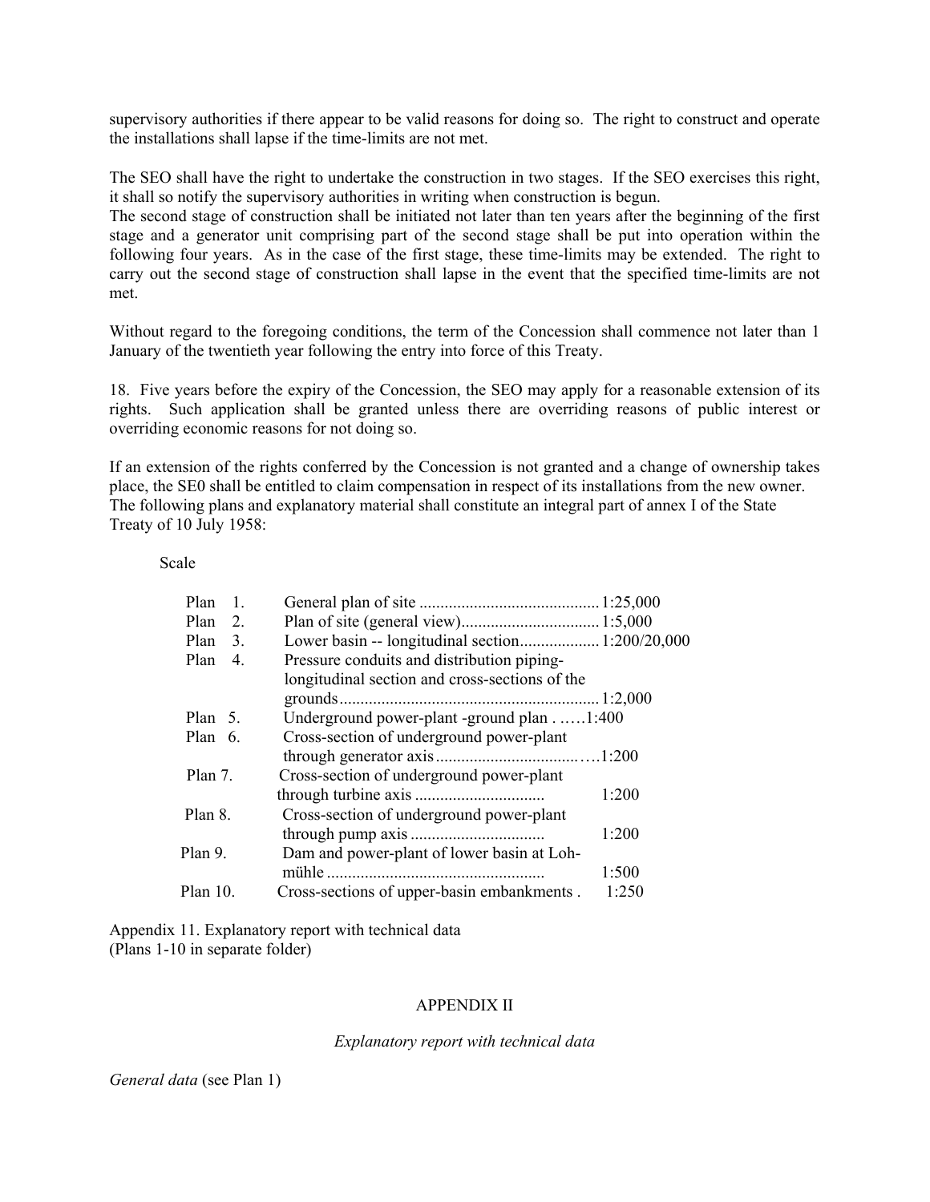supervisory authorities if there appear to be valid reasons for doing so. The right to construct and operate the installations shall lapse if the time-limits are not met.

The SEO shall have the right to undertake the construction in two stages. If the SEO exercises this right, it shall so notify the supervisory authorities in writing when construction is begun.
The second stage of construction shall be initiated not later than ten years after the beginning of the first stage and a generator unit comprising part of the second stage shall be put into operation within the following four years. As in the case of the first stage, these time-limits may be extended. The right to carry out the second stage of construction shall lapse in the event that the specified time-limits are not met.

Without regard to the foregoing conditions, the term of the Concession shall commence not later than 1 January of the twentieth year following the entry into force of this Treaty.

18. Five years before the expiry of the Concession, the SEO may apply for a reasonable extension of its rights. Such application shall be granted unless there are overriding reasons of public interest or overriding economic reasons for not doing so.

If an extension of the rights conferred by the Concession is not granted and a change of ownership takes place, the SE0 shall be entitled to claim compensation in respect of its installations from the new owner.
The following plans and explanatory material shall constitute an integral part of annex I of the State Treaty of 10 July 1958:

| | | Scale |
|---|---|---|
| Plan 1. | General plan of site | 1:25,000 |
| Plan 2. | Plan of site (general view) | 1:5,000 |
| Plan 3. | Lower basin -- longitudinal section | 1:200/20,000 |
| Plan 4. | Pressure conduits and distribution piping-longitudinal section and cross-sections of the grounds | 1:2,000 |
| Plan 5. | Underground power-plant -ground plan | 1:400 |
| Plan 6. | Cross-section of underground power-plant through generator axis | 1:200 |
| Plan 7. | Cross-section of underground power-plant through turbine axis | 1:200 |
| Plan 8. | Cross-section of underground power-plant through pump axis | 1:200 |
| Plan 9. | Dam and power-plant of lower basin at Lohmühle | 1:500 |
| Plan 10. | Cross-sections of upper-basin embankments | 1:250 |

Appendix 11. Explanatory report with technical data
(Plans 1-10 in separate folder)

APPENDIX II

*Explanatory report with technical data*

*General data* (see Plan 1)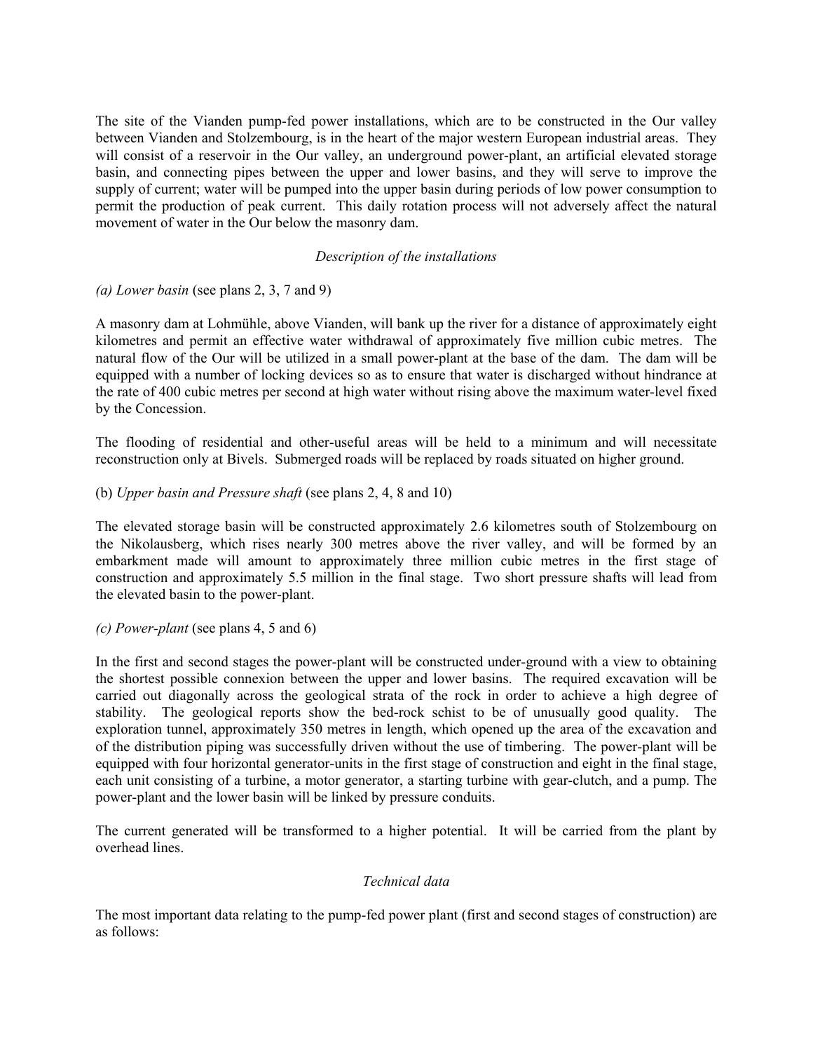The site of the Vianden pump-fed power installations, which are to be constructed in the Our valley between Vianden and Stolzembourg, is in the heart of the major western European industrial areas. They will consist of a reservoir in the Our valley, an underground power-plant, an artificial elevated storage basin, and connecting pipes between the upper and lower basins, and they will serve to improve the supply of current; water will be pumped into the upper basin during periods of low power consumption to permit the production of peak current. This daily rotation process will not adversely affect the natural movement of water in the Our below the masonry dam.

*Description of the installations*

*(a) Lower basin* (see plans 2, 3, 7 and 9)

A masonry dam at Lohmühle, above Vianden, will bank up the river for a distance of approximately eight kilometres and permit an effective water withdrawal of approximately five million cubic metres. The natural flow of the Our will be utilized in a small power-plant at the base of the dam. The dam will be equipped with a number of locking devices so as to ensure that water is discharged without hindrance at the rate of 400 cubic metres per second at high water without rising above the maximum water-level fixed by the Concession.

The flooding of residential and other-useful areas will be held to a minimum and will necessitate reconstruction only at Bivels. Submerged roads will be replaced by roads situated on higher ground.

(b) *Upper basin and Pressure shaft* (see plans 2, 4, 8 and 10)

The elevated storage basin will be constructed approximately 2.6 kilometres south of Stolzembourg on the Nikolausberg, which rises nearly 300 metres above the river valley, and will be formed by an embarkment made will amount to approximately three million cubic metres in the first stage of construction and approximately 5.5 million in the final stage. Two short pressure shafts will lead from the elevated basin to the power-plant.

*(c) Power-plant* (see plans 4, 5 and 6)

In the first and second stages the power-plant will be constructed under-ground with a view to obtaining the shortest possible connexion between the upper and lower basins. The required excavation will be carried out diagonally across the geological strata of the rock in order to achieve a high degree of stability. The geological reports show the bed-rock schist to be of unusually good quality. The exploration tunnel, approximately 350 metres in length, which opened up the area of the excavation and of the distribution piping was successfully driven without the use of timbering. The power-plant will be equipped with four horizontal generator-units in the first stage of construction and eight in the final stage, each unit consisting of a turbine, a motor generator, a starting turbine with gear-clutch, and a pump. The power-plant and the lower basin will be linked by pressure conduits.

The current generated will be transformed to a higher potential. It will be carried from the plant by overhead lines.

*Technical data*

The most important data relating to the pump-fed power plant (first and second stages of construction) are as follows: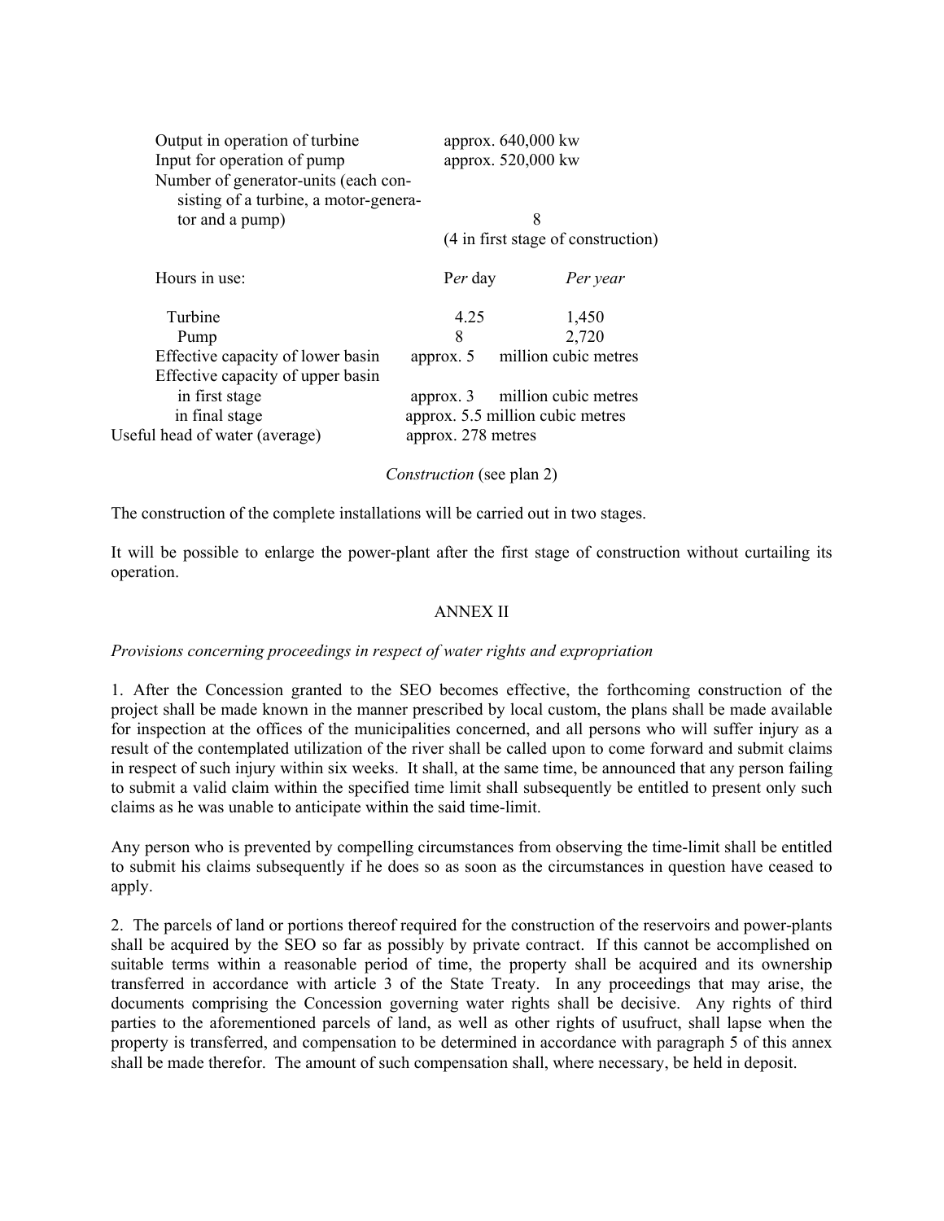| | | |
|---|---|---|
| Output in operation of turbine | approx. 640,000 kw | |
| Input for operation of pump | approx. 520,000 kw | |
| Number of generator-units (each consisting of a turbine, a motor-generator and a pump) | 8 (4 in first stage of construction) | |
| Hours in use: | P*er* day | *Per year* |
| Turbine | 4.25 | 1,450 |
| Pump | 8 | 2,720 |
| Effective capacity of lower basin | approx. 5 million cubic metres | |
| Effective capacity of upper basin in first stage | approx. 3 million cubic metres | |
| in final stage | approx. 5.5 million cubic metres | |
| Useful head of water (average) | approx. 278 metres | |

*Construction* (see plan 2)

The construction of the complete installations will be carried out in two stages.

It will be possible to enlarge the power-plant after the first stage of construction without curtailing its operation.

## ANNEX II

*Provisions concerning proceedings in respect of water rights and expropriation*

1. After the Concession granted to the SEO becomes effective, the forthcoming construction of the project shall be made known in the manner prescribed by local custom, the plans shall be made available for inspection at the offices of the municipalities concerned, and all persons who will suffer injury as a result of the contemplated utilization of the river shall be called upon to come forward and submit claims in respect of such injury within six weeks. It shall, at the same time, be announced that any person failing to submit a valid claim within the specified time limit shall subsequently be entitled to present only such claims as he was unable to anticipate within the said time-limit.

Any person who is prevented by compelling circumstances from observing the time-limit shall be entitled to submit his claims subsequently if he does so as soon as the circumstances in question have ceased to apply.

2. The parcels of land or portions thereof required for the construction of the reservoirs and power-plants shall be acquired by the SEO so far as possibly by private contract. If this cannot be accomplished on suitable terms within a reasonable period of time, the property shall be acquired and its ownership transferred in accordance with article 3 of the State Treaty. In any proceedings that may arise, the documents comprising the Concession governing water rights shall be decisive. Any rights of third parties to the aforementioned parcels of land, as well as other rights of usufruct, shall lapse when the property is transferred, and compensation to be determined in accordance with paragraph 5 of this annex shall be made therefor. The amount of such compensation shall, where necessary, be held in deposit.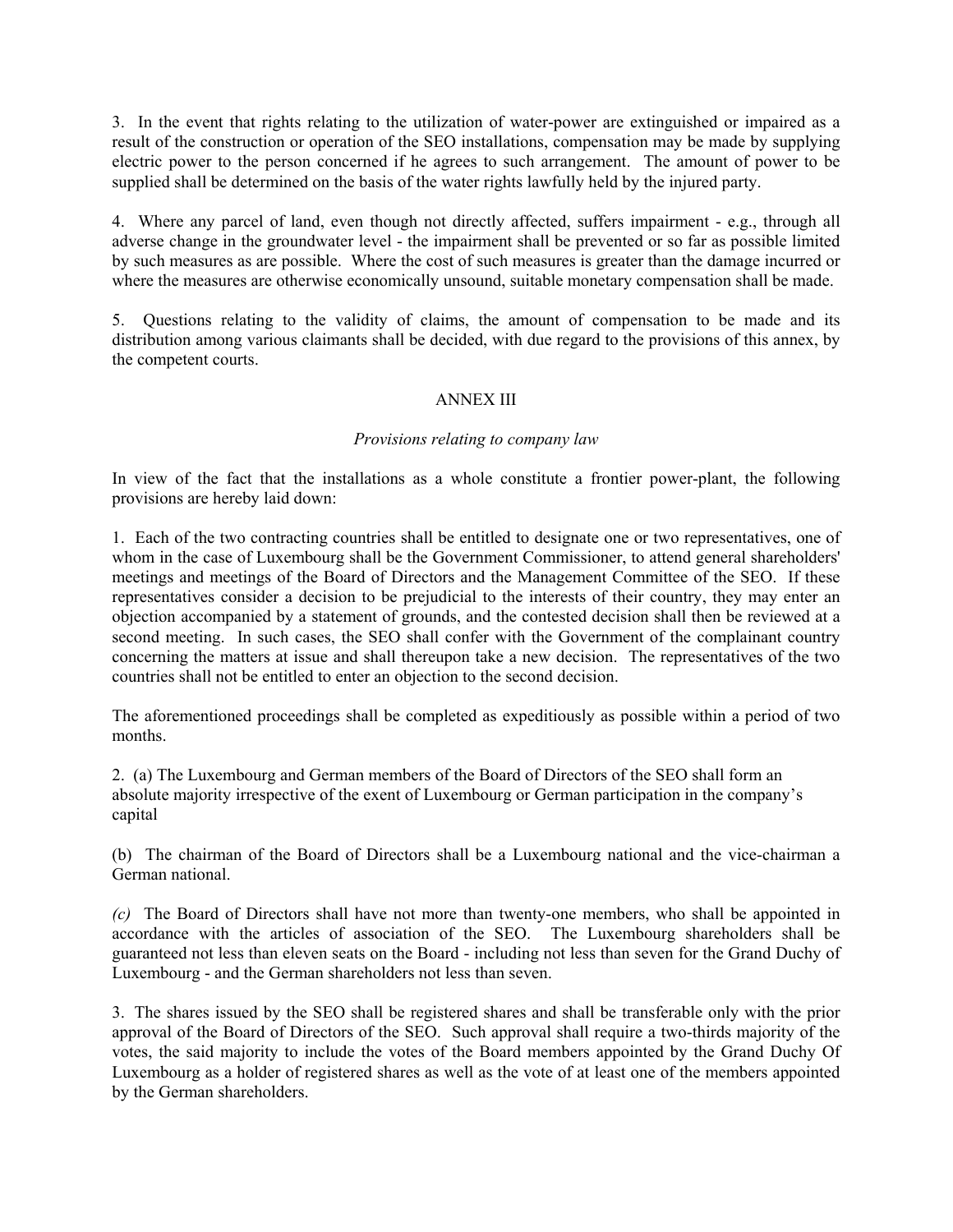3. In the event that rights relating to the utilization of water-power are extinguished or impaired as a result of the construction or operation of the SEO installations, compensation may be made by supplying electric power to the person concerned if he agrees to such arrangement. The amount of power to be supplied shall be determined on the basis of the water rights lawfully held by the injured party.

4. Where any parcel of land, even though not directly affected, suffers impairment - e.g., through all adverse change in the groundwater level - the impairment shall be prevented or so far as possible limited by such measures as are possible. Where the cost of such measures is greater than the damage incurred or where the measures are otherwise economically unsound, suitable monetary compensation shall be made.

5. Questions relating to the validity of claims, the amount of compensation to be made and its distribution among various claimants shall be decided, with due regard to the provisions of this annex, by the competent courts.

## ANNEX III

*Provisions relating to company law*

In view of the fact that the installations as a whole constitute a frontier power-plant, the following provisions are hereby laid down:

1. Each of the two contracting countries shall be entitled to designate one or two representatives, one of whom in the case of Luxembourg shall be the Government Commissioner, to attend general shareholders' meetings and meetings of the Board of Directors and the Management Committee of the SEO. If these representatives consider a decision to be prejudicial to the interests of their country, they may enter an objection accompanied by a statement of grounds, and the contested decision shall then be reviewed at a second meeting. In such cases, the SEO shall confer with the Government of the complainant country concerning the matters at issue and shall thereupon take a new decision. The representatives of the two countries shall not be entitled to enter an objection to the second decision.

The aforementioned proceedings shall be completed as expeditiously as possible within a period of two months.

2. (a) The Luxembourg and German members of the Board of Directors of the SEO shall form an absolute majority irrespective of the exent of Luxembourg or German participation in the company's capital

(b) The chairman of the Board of Directors shall be a Luxembourg national and the vice-chairman a German national.

*(c)* The Board of Directors shall have not more than twenty-one members, who shall be appointed in accordance with the articles of association of the SEO. The Luxembourg shareholders shall be guaranteed not less than eleven seats on the Board - including not less than seven for the Grand Duchy of Luxembourg - and the German shareholders not less than seven.

3. The shares issued by the SEO shall be registered shares and shall be transferable only with the prior approval of the Board of Directors of the SEO. Such approval shall require a two-thirds majority of the votes, the said majority to include the votes of the Board members appointed by the Grand Duchy Of Luxembourg as a holder of registered shares as well as the vote of at least one of the members appointed by the German shareholders.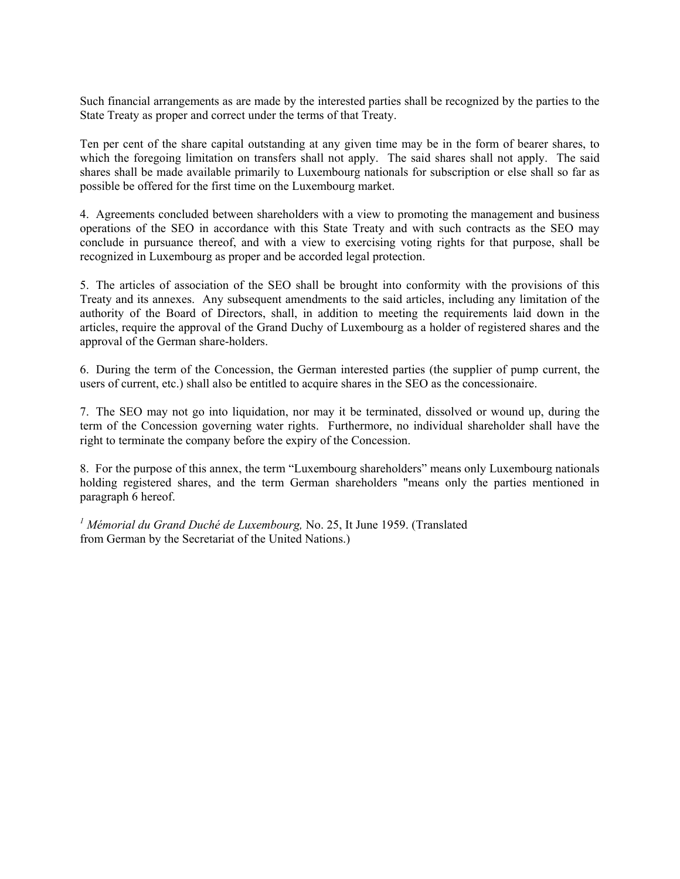Such financial arrangements as are made by the interested parties shall be recognized by the parties to the State Treaty as proper and correct under the terms of that Treaty.

Ten per cent of the share capital outstanding at any given time may be in the form of bearer shares, to which the foregoing limitation on transfers shall not apply. The said shares shall not apply. The said shares shall be made available primarily to Luxembourg nationals for subscription or else shall so far as possible be offered for the first time on the Luxembourg market.

4. Agreements concluded between shareholders with a view to promoting the management and business operations of the SEO in accordance with this State Treaty and with such contracts as the SEO may conclude in pursuance thereof, and with a view to exercising voting rights for that purpose, shall be recognized in Luxembourg as proper and be accorded legal protection.

5. The articles of association of the SEO shall be brought into conformity with the provisions of this Treaty and its annexes. Any subsequent amendments to the said articles, including any limitation of the authority of the Board of Directors, shall, in addition to meeting the requirements laid down in the articles, require the approval of the Grand Duchy of Luxembourg as a holder of registered shares and the approval of the German share-holders.

6. During the term of the Concession, the German interested parties (the supplier of pump current, the users of current, etc.) shall also be entitled to acquire shares in the SEO as the concessionaire.

7. The SEO may not go into liquidation, nor may it be terminated, dissolved or wound up, during the term of the Concession governing water rights. Furthermore, no individual shareholder shall have the right to terminate the company before the expiry of the Concession.

8. For the purpose of this annex, the term "Luxembourg shareholders" means only Luxembourg nationals holding registered shares, and the term German shareholders "means only the parties mentioned in paragraph 6 hereof.

[1] *Mémorial du Grand Duché de Luxembourg,* No. 25, It June 1959. (Translated from German by the Secretariat of the United Nations.)